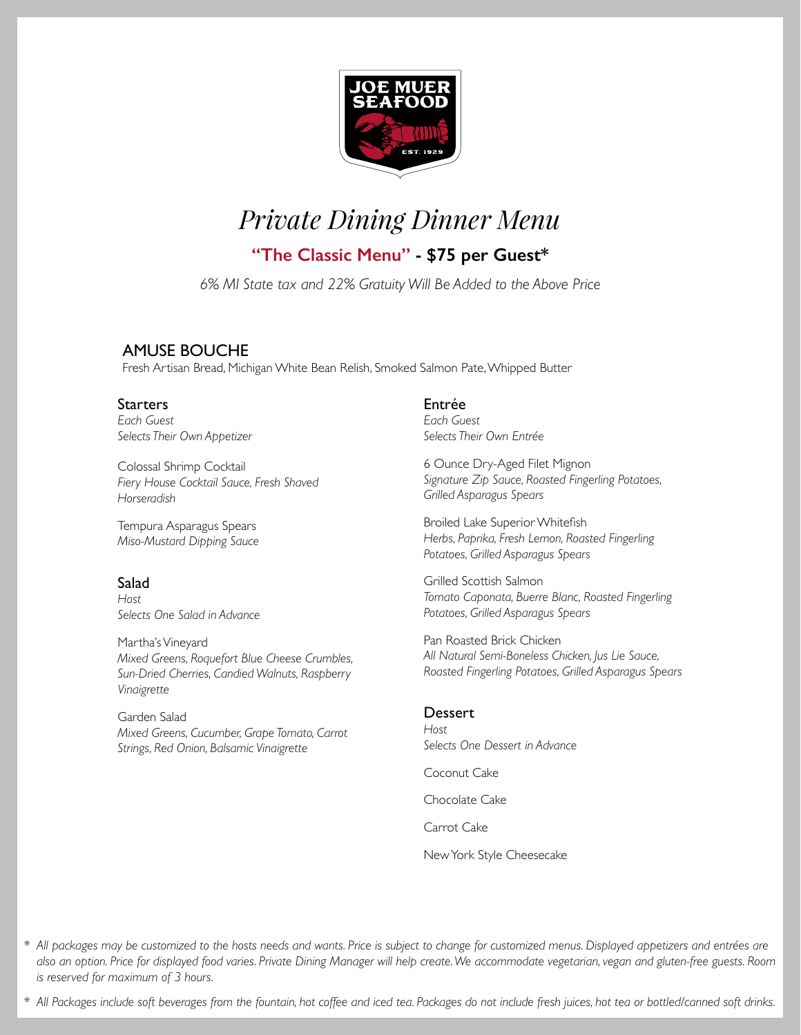JOE MUER SEAFOOD

EST. 1929

# *Private Dining Dinner Menu*

## **"The Classic Menu" - $75 per Guest***

*6% MI State tax and 22% Gratuity Will Be Added to the Above Price*

### AMUSE BOUCHE

Fresh Artisan Bread, Michigan White Bean Relish, Smoked Salmon Pate, Whipped Butter

### Starters

*Each Guest*
*Selects Their Own Appetizer*

Colossal Shrimp Cocktail
*Fiery House Cocktail Sauce, Fresh Shaved Horseradish*

Tempura Asparagus Spears
*Miso-Mustard Dipping Sauce*

### Salad

*Host*
*Selects One Salad in Advance*

Martha's Vineyard
*Mixed Greens, Roquefort Blue Cheese Crumbles, Sun-Dried Cherries, Candied Walnuts, Raspberry Vinaigrette*

Garden Salad
*Mixed Greens, Cucumber, Grape Tomato, Carrot Strings, Red Onion, Balsamic Vinaigrette*

### Entrée

*Each Guest*
*Selects Their Own Entrée*

6 Ounce Dry-Aged Filet Mignon
*Signature Zip Sauce, Roasted Fingerling Potatoes, Grilled Asparagus Spears*

Broiled Lake Superior Whitefish
*Herbs, Paprika, Fresh Lemon, Roasted Fingerling Potatoes, Grilled Asparagus Spears*

Grilled Scottish Salmon
*Tomato Caponata, Buerre Blanc, Roasted Fingerling Potatoes, Grilled Asparagus Spears*

Pan Roasted Brick Chicken
*All Natural Semi-Boneless Chicken, Jus Lie Sauce, Roasted Fingerling Potatoes, Grilled Asparagus Spears*

### Dessert

*Host*
*Selects One Dessert in Advance*

Coconut Cake

Chocolate Cake

Carrot Cake

New York Style Cheesecake

\* *All packages may be customized to the hosts needs and wants. Price is subject to change for customized menus. Displayed appetizers and entrées are also an option. Price for displayed food varies. Private Dining Manager will help create. We accommodate vegetarian, vegan and gluten-free guests. Room is reserved for maximum of 3 hours.*

\* *All Packages include soft beverages from the fountain, hot coffee and iced tea. Packages do not include fresh juices, hot tea or bottled/canned soft drinks.*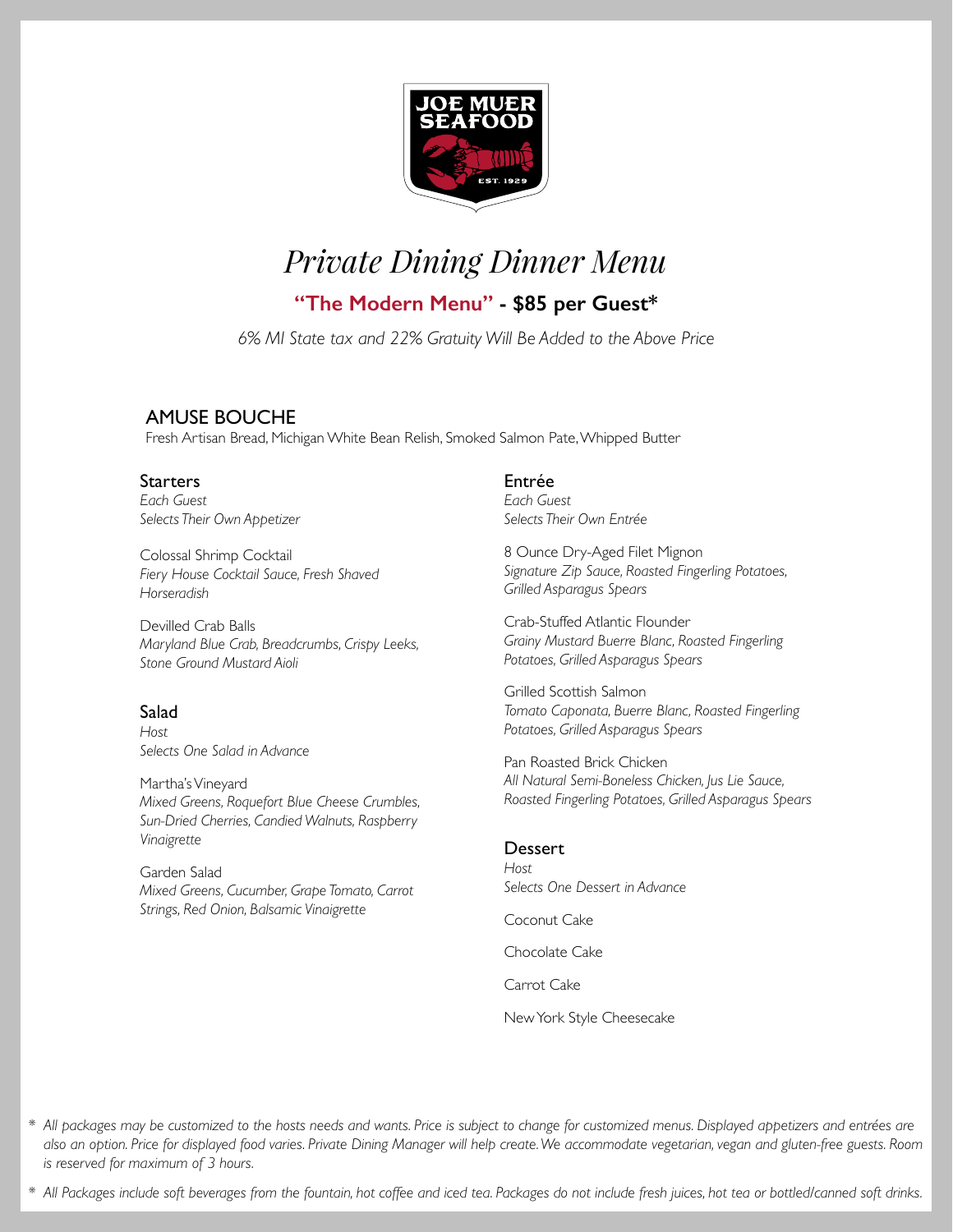# Private Dining Dinner Menu

## "The Modern Menu" - $85 per Guest*

*6% MI State tax and 22% Gratuity Will Be Added to the Above Price*

### AMUSE BOUCHE

Fresh Artisan Bread, Michigan White Bean Relish, Smoked Salmon Pate, Whipped Butter

### Starters

*Each Guest Selects Their Own Appetizer*

Colossal Shrimp Cocktail
*Fiery House Cocktail Sauce, Fresh Shaved Horseradish*

Devilled Crab Balls
*Maryland Blue Crab, Breadcrumbs, Crispy Leeks, Stone Ground Mustard Aioli*

### Salad

*Host Selects One Salad in Advance*

Martha's Vineyard
*Mixed Greens, Roquefort Blue Cheese Crumbles, Sun-Dried Cherries, Candied Walnuts, Raspberry Vinaigrette*

Garden Salad
*Mixed Greens, Cucumber, Grape Tomato, Carrot Strings, Red Onion, Balsamic Vinaigrette*

### Entrée

*Each Guest Selects Their Own Entrée*

8 Ounce Dry-Aged Filet Mignon
*Signature Zip Sauce, Roasted Fingerling Potatoes, Grilled Asparagus Spears*

Crab-Stuffed Atlantic Flounder
*Grainy Mustard Buerre Blanc, Roasted Fingerling Potatoes, Grilled Asparagus Spears*

Grilled Scottish Salmon
*Tomato Caponata, Buerre Blanc, Roasted Fingerling Potatoes, Grilled Asparagus Spears*

Pan Roasted Brick Chicken
*All Natural Semi-Boneless Chicken, Jus Lie Sauce, Roasted Fingerling Potatoes, Grilled Asparagus Spears*

### Dessert

*Host Selects One Dessert in Advance*

Coconut Cake

Chocolate Cake

Carrot Cake

New York Style Cheesecake

\* *All packages may be customized to the hosts needs and wants. Price is subject to change for customized menus. Displayed appetizers and entrées are also an option. Price for displayed food varies. Private Dining Manager will help create. We accommodate vegetarian, vegan and gluten-free guests. Room is reserved for maximum of 3 hours.*

\* *All Packages include soft beverages from the fountain, hot coffee and iced tea. Packages do not include fresh juices, hot tea or bottled/canned soft drinks.*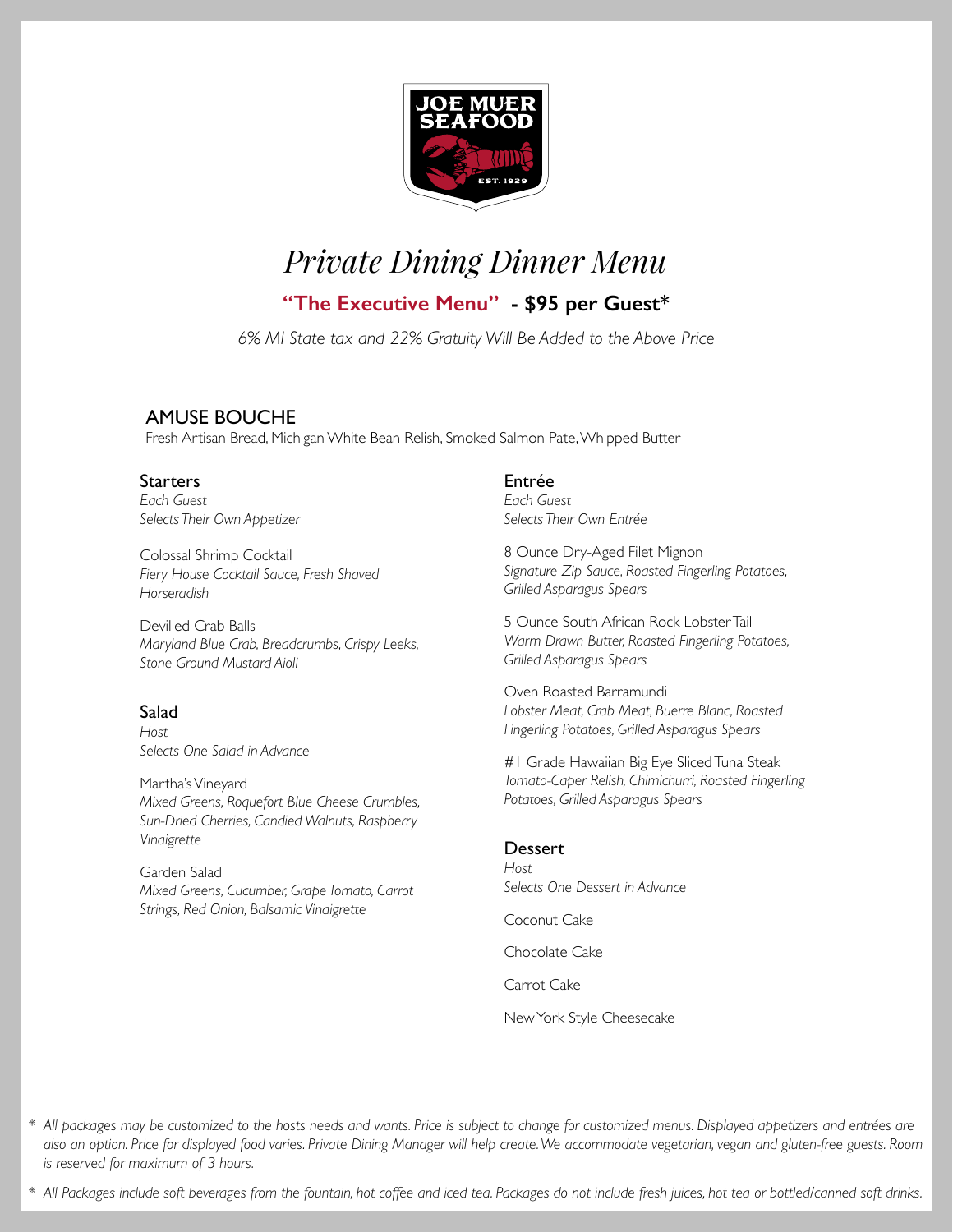# Private Dining Dinner Menu

## "The Executive Menu" - $95 per Guest*

*6% MI State tax and 22% Gratuity Will Be Added to the Above Price*

### AMUSE BOUCHE

Fresh Artisan Bread, Michigan White Bean Relish, Smoked Salmon Pate, Whipped Butter

### Starters

*Each Guest Selects Their Own Appetizer*

Colossal Shrimp Cocktail
*Fiery House Cocktail Sauce, Fresh Shaved Horseradish*

Devilled Crab Balls
*Maryland Blue Crab, Breadcrumbs, Crispy Leeks, Stone Ground Mustard Aioli*

### Salad

*Host Selects One Salad in Advance*

Martha's Vineyard
*Mixed Greens, Roquefort Blue Cheese Crumbles, Sun-Dried Cherries, Candied Walnuts, Raspberry Vinaigrette*

Garden Salad
*Mixed Greens, Cucumber, Grape Tomato, Carrot Strings, Red Onion, Balsamic Vinaigrette*

### Entrée

*Each Guest Selects Their Own Entrée*

8 Ounce Dry-Aged Filet Mignon
*Signature Zip Sauce, Roasted Fingerling Potatoes, Grilled Asparagus Spears*

5 Ounce South African Rock Lobster Tail
*Warm Drawn Butter, Roasted Fingerling Potatoes, Grilled Asparagus Spears*

Oven Roasted Barramundi
*Lobster Meat, Crab Meat, Buerre Blanc, Roasted Fingerling Potatoes, Grilled Asparagus Spears*

#1 Grade Hawaiian Big Eye Sliced Tuna Steak
*Tomato-Caper Relish, Chimichurri, Roasted Fingerling Potatoes, Grilled Asparagus Spears*

### Dessert

*Host Selects One Dessert in Advance*

Coconut Cake

Chocolate Cake

Carrot Cake

New York Style Cheesecake

\* *All packages may be customized to the hosts needs and wants. Price is subject to change for customized menus. Displayed appetizers and entrées are also an option. Price for displayed food varies. Private Dining Manager will help create. We accommodate vegetarian, vegan and gluten-free guests. Room is reserved for maximum of 3 hours.*

\* *All Packages include soft beverages from the fountain, hot coffee and iced tea. Packages do not include fresh juices, hot tea or bottled/canned soft drinks.*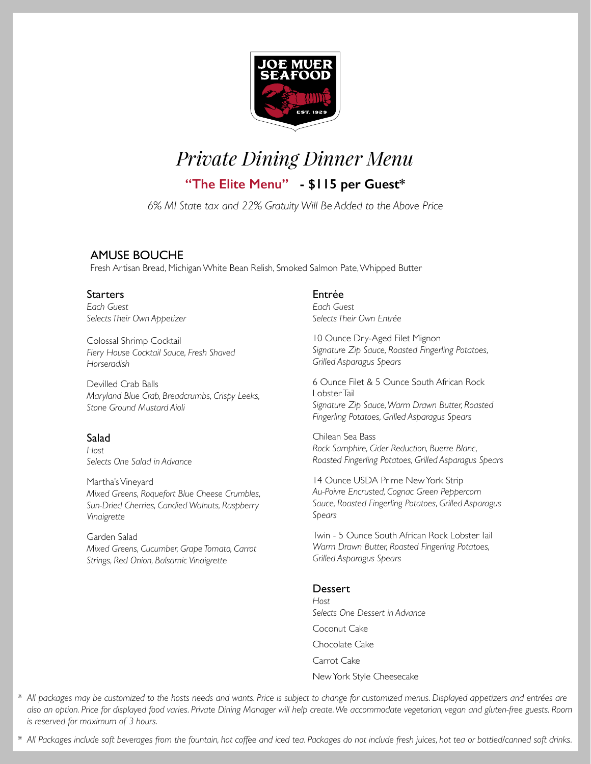JOE MUER SEAFOOD
EST. 1929

# *Private Dining Dinner Menu*

## "The Elite Menu" - $115 per Guest*

*6% MI State tax and 22% Gratuity Will Be Added to the Above Price*

### AMUSE BOUCHE

Fresh Artisan Bread, Michigan White Bean Relish, Smoked Salmon Pate, Whipped Butter

### Starters

*Each Guest Selects Their Own Appetizer*

Colossal Shrimp Cocktail
*Fiery House Cocktail Sauce, Fresh Shaved Horseradish*

Devilled Crab Balls
*Maryland Blue Crab, Breadcrumbs, Crispy Leeks, Stone Ground Mustard Aioli*

### Salad

*Host Selects One Salad in Advance*

Martha's Vineyard
*Mixed Greens, Roquefort Blue Cheese Crumbles, Sun-Dried Cherries, Candied Walnuts, Raspberry Vinaigrette*

Garden Salad
*Mixed Greens, Cucumber, Grape Tomato, Carrot Strings, Red Onion, Balsamic Vinaigrette*

### Entrée

*Each Guest Selects Their Own Entrée*

10 Ounce Dry-Aged Filet Mignon
*Signature Zip Sauce, Roasted Fingerling Potatoes, Grilled Asparagus Spears*

6 Ounce Filet & 5 Ounce South African Rock Lobster Tail
*Signature Zip Sauce, Warm Drawn Butter, Roasted Fingerling Potatoes, Grilled Asparagus Spears*

Chilean Sea Bass
*Rock Samphire, Cider Reduction, Buerre Blanc, Roasted Fingerling Potatoes, Grilled Asparagus Spears*

14 Ounce USDA Prime New York Strip
*Au-Poivre Encrusted, Cognac Green Peppercorn Sauce, Roasted Fingerling Potatoes, Grilled Asparagus Spears*

Twin - 5 Ounce South African Rock Lobster Tail
*Warm Drawn Butter, Roasted Fingerling Potatoes, Grilled Asparagus Spears*

### Dessert

*Host Selects One Dessert in Advance*

Coconut Cake

Chocolate Cake

Carrot Cake

New York Style Cheesecake

\* *All packages may be customized to the hosts needs and wants. Price is subject to change for customized menus. Displayed appetizers and entrées are also an option. Price for displayed food varies. Private Dining Manager will help create. We accommodate vegetarian, vegan and gluten-free guests. Room is reserved for maximum of 3 hours.*

\* *All Packages include soft beverages from the fountain, hot coffee and iced tea. Packages do not include fresh juices, hot tea or bottled/canned soft drinks.*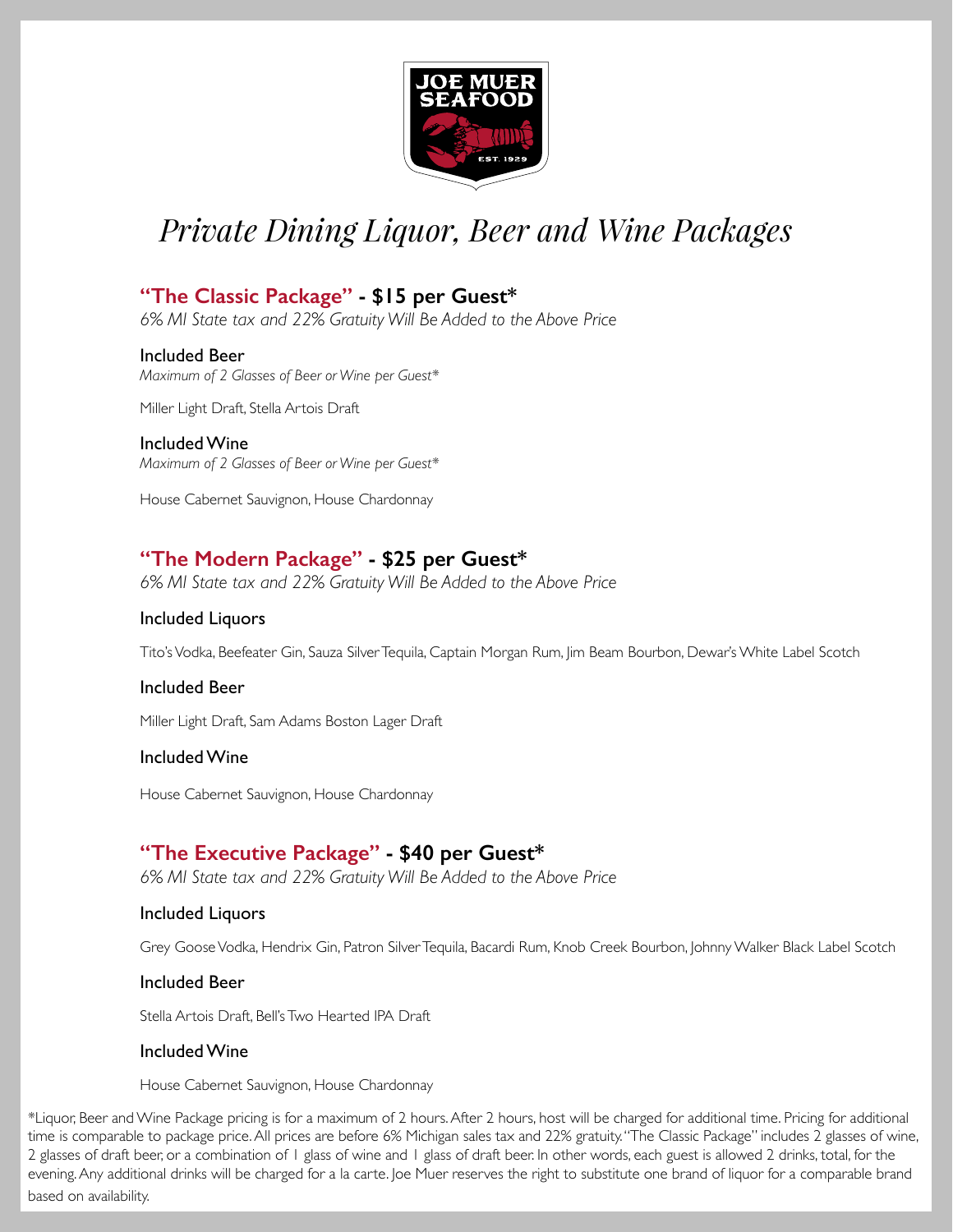JOE MUER SEAFOOD

EST. 1929

# *Private Dining Liquor, Beer and Wine Packages*

## "The Classic Package" - $15 per Guest*

*6% MI State tax and 22% Gratuity Will Be Added to the Above Price*

### Included Beer

*Maximum of 2 Glasses of Beer or Wine per Guest**

Miller Light Draft, Stella Artois Draft

### Included Wine

*Maximum of 2 Glasses of Beer or Wine per Guest**

House Cabernet Sauvignon, House Chardonnay

## "The Modern Package" - $25 per Guest*

*6% MI State tax and 22% Gratuity Will Be Added to the Above Price*

### Included Liquors

Tito's Vodka, Beefeater Gin, Sauza Silver Tequila, Captain Morgan Rum, Jim Beam Bourbon, Dewar's White Label Scotch

### Included Beer

Miller Light Draft, Sam Adams Boston Lager Draft

### Included Wine

House Cabernet Sauvignon, House Chardonnay

## "The Executive Package" - $40 per Guest*

*6% MI State tax and 22% Gratuity Will Be Added to the Above Price*

### Included Liquors

Grey Goose Vodka, Hendrix Gin, Patron Silver Tequila, Bacardi Rum, Knob Creek Bourbon, Johnny Walker Black Label Scotch

### Included Beer

Stella Artois Draft, Bell's Two Hearted IPA Draft

### Included Wine

House Cabernet Sauvignon, House Chardonnay

*Liquor, Beer and Wine Package pricing is for a maximum of 2 hours. After 2 hours, host will be charged for additional time. Pricing for additional time is comparable to package price. All prices are before 6% Michigan sales tax and 22% gratuity. "The Classic Package" includes 2 glasses of wine, 2 glasses of draft beer, or a combination of 1 glass of wine and 1 glass of draft beer. In other words, each guest is allowed 2 drinks, total, for the evening. Any additional drinks will be charged for a la carte. Joe Muer reserves the right to substitute one brand of liquor for a comparable brand based on availability.